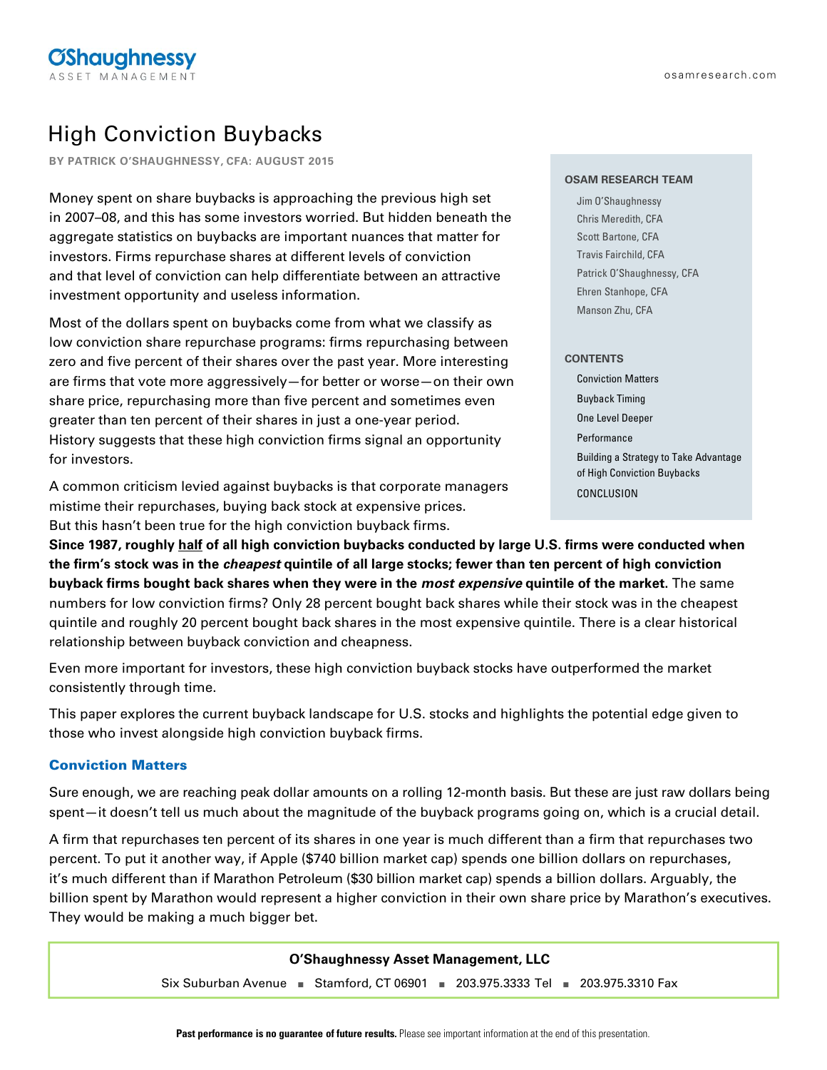# High Conviction Buybacks

**BY PATRICK O'SHAUGHNESSY, CFA: AUGUST 2015**

**OSAM RESEARCH TEAM**

- Jim O'Shaughnessy
- Chris Meredith, CFA
- Scott Bartone, CFA
- Travis Fairchild, CFA
- Patrick O'Shaughnessy, CFA
- Ehren Stanhope, CFA
- Manson Zhu, CFA

**CONTENTS**

- Conviction Matters
- Buyback Timing
- One Level Deeper
- Performance
- Building a Strategy to Take Advantage of High Conviction Buybacks
- CONCLUSION

Money spent on share buybacks is approaching the previous high set in 2007–08, and this has some investors worried. But hidden beneath the aggregate statistics on buybacks are important nuances that matter for investors. Firms repurchase shares at different levels of conviction and that level of conviction can help differentiate between an attractive investment opportunity and useless information.

Most of the dollars spent on buybacks come from what we classify as low conviction share repurchase programs: firms repurchasing between zero and five percent of their shares over the past year. More interesting are firms that vote more aggressively—for better or worse—on their own share price, repurchasing more than five percent and sometimes even greater than ten percent of their shares in just a one-year period. History suggests that these high conviction firms signal an opportunity for investors.

A common criticism levied against buybacks is that corporate managers mistime their repurchases, buying back stock at expensive prices. But this hasn't been true for the high conviction buyback firms. **Since 1987, roughly half of all high conviction buybacks conducted by large U.S. firms were conducted when the firm's stock was in the *cheapest* quintile of all large stocks; fewer than ten percent of high conviction buyback firms bought back shares when they were in the *most expensive* quintile of the market.** The same numbers for low conviction firms? Only 28 percent bought back shares while their stock was in the cheapest quintile and roughly 20 percent bought back shares in the most expensive quintile. There is a clear historical relationship between buyback conviction and cheapness.

Even more important for investors, these high conviction buyback stocks have outperformed the market consistently through time.

This paper explores the current buyback landscape for U.S. stocks and highlights the potential edge given to those who invest alongside high conviction buyback firms.

## Conviction Matters

Sure enough, we are reaching peak dollar amounts on a rolling 12-month basis. But these are just raw dollars being spent—it doesn't tell us much about the magnitude of the buyback programs going on, which is a crucial detail.

A firm that repurchases ten percent of its shares in one year is much different than a firm that repurchases two percent. To put it another way, if Apple ($740 billion market cap) spends one billion dollars on repurchases, it's much different than if Marathon Petroleum ($30 billion market cap) spends a billion dollars. Arguably, the billion spent by Marathon would represent a higher conviction in their own share price by Marathon's executives. They would be making a much bigger bet.

**O'Shaughnessy Asset Management, LLC**

Six Suburban Avenue ▪ Stamford, CT 06901 ▪ 203.975.3333 Tel ▪ 203.975.3310 Fax

**Past performance is no guarantee of future results.** Please see important information at the end of this presentation.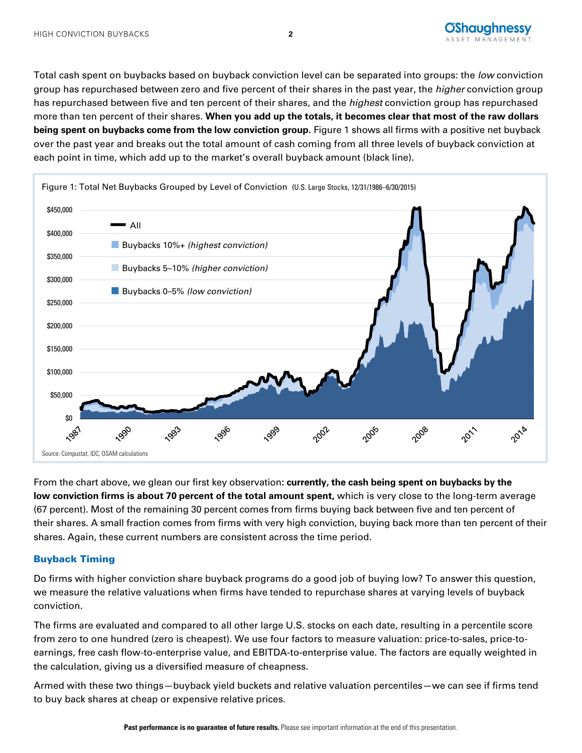Total cash spent on buybacks based on buyback conviction level can be separated into groups: the *low* conviction group has repurchased between zero and five percent of their shares in the past year, the *higher* conviction group has repurchased between five and ten percent of their shares, and the *highest* conviction group has repurchased more than ten percent of their shares. **When you add up the totals, it becomes clear that most of the raw dollars being spent on buybacks come from the low conviction group.** Figure 1 shows all firms with a positive net buyback over the past year and breaks out the total amount of cash coming from all three levels of buyback conviction at each point in time, which add up to the market's overall buyback amount (black line).

Figure 1: Total Net Buybacks Grouped by Level of Conviction (U.S. Large Stocks, 12/31/1986–6/30/2015)

Source: Compustat, IDC, OSAM calculations

From the chart above, we glean our first key observation: **currently, the cash being spent on buybacks by the low conviction firms is about 70 percent of the total amount spent,** which is very close to the long-term average (67 percent). Most of the remaining 30 percent comes from firms buying back between five and ten percent of their shares. A small fraction comes from firms with very high conviction, buying back more than ten percent of their shares. Again, these current numbers are consistent across the time period.

## Buyback Timing

Do firms with higher conviction share buyback programs do a good job of buying low? To answer this question, we measure the relative valuations when firms have tended to repurchase shares at varying levels of buyback conviction.

The firms are evaluated and compared to all other large U.S. stocks on each date, resulting in a percentile score from zero to one hundred (zero is cheapest). We use four factors to measure valuation: price-to-sales, price-to-earnings, free cash flow-to-enterprise value, and EBITDA-to-enterprise value. The factors are equally weighted in the calculation, giving us a diversified measure of cheapness.

Armed with these two things—buyback yield buckets and relative valuation percentiles—we can see if firms tend to buy back shares at cheap or expensive relative prices.

**Past performance is no guarantee of future results.** Please see important information at the end of this presentation.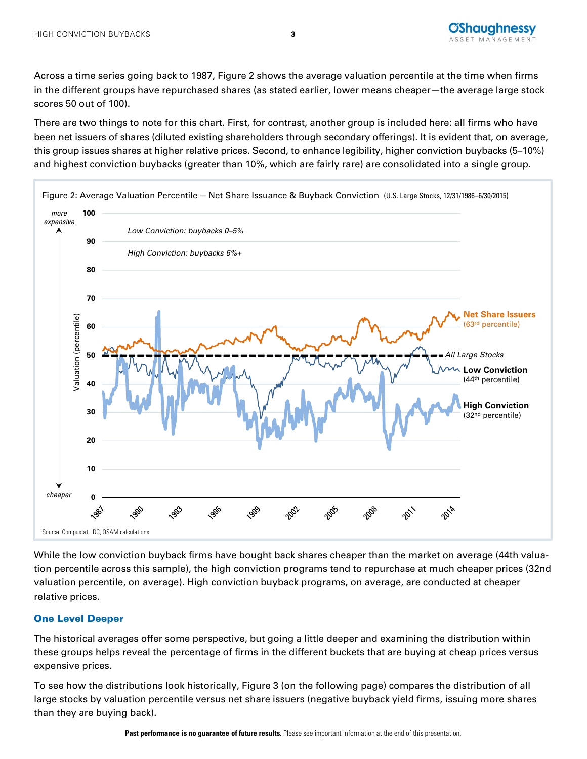Across a time series going back to 1987, Figure 2 shows the average valuation percentile at the time when firms in the different groups have repurchased shares (as stated earlier, lower means cheaper—the average large stock scores 50 out of 100).

There are two things to note for this chart. First, for contrast, another group is included here: all firms who have been net issuers of shares (diluted existing shareholders through secondary offerings). It is evident that, on average, this group issues shares at higher relative prices. Second, to enhance legibility, higher conviction buybacks (5–10%) and highest conviction buybacks (greater than 10%, which are fairly rare) are consolidated into a single group.

Figure 2: Average Valuation Percentile — Net Share Issuance & Buyback Conviction (U.S. Large Stocks, 12/31/1986–6/30/2015)

*Low Conviction: buybacks 0–5%*

*High Conviction: buybacks 5%+*

**Net Share Issuers** (63rd percentile)

*All Large Stocks*

**Low Conviction** (44th percentile)

**High Conviction** (32nd percentile)

Source: Compustat, IDC, OSAM calculations

While the low conviction buyback firms have bought back shares cheaper than the market on average (44th valuation percentile across this sample), the high conviction programs tend to repurchase at much cheaper prices (32nd valuation percentile, on average). High conviction buyback programs, on average, are conducted at cheaper relative prices.

## One Level Deeper

The historical averages offer some perspective, but going a little deeper and examining the distribution within these groups helps reveal the percentage of firms in the different buckets that are buying at cheap prices versus expensive prices.

To see how the distributions look historically, Figure 3 (on the following page) compares the distribution of all large stocks by valuation percentile versus net share issuers (negative buyback yield firms, issuing more shares than they are buying back).

**Past performance is no guarantee of future results.** Please see important information at the end of this presentation.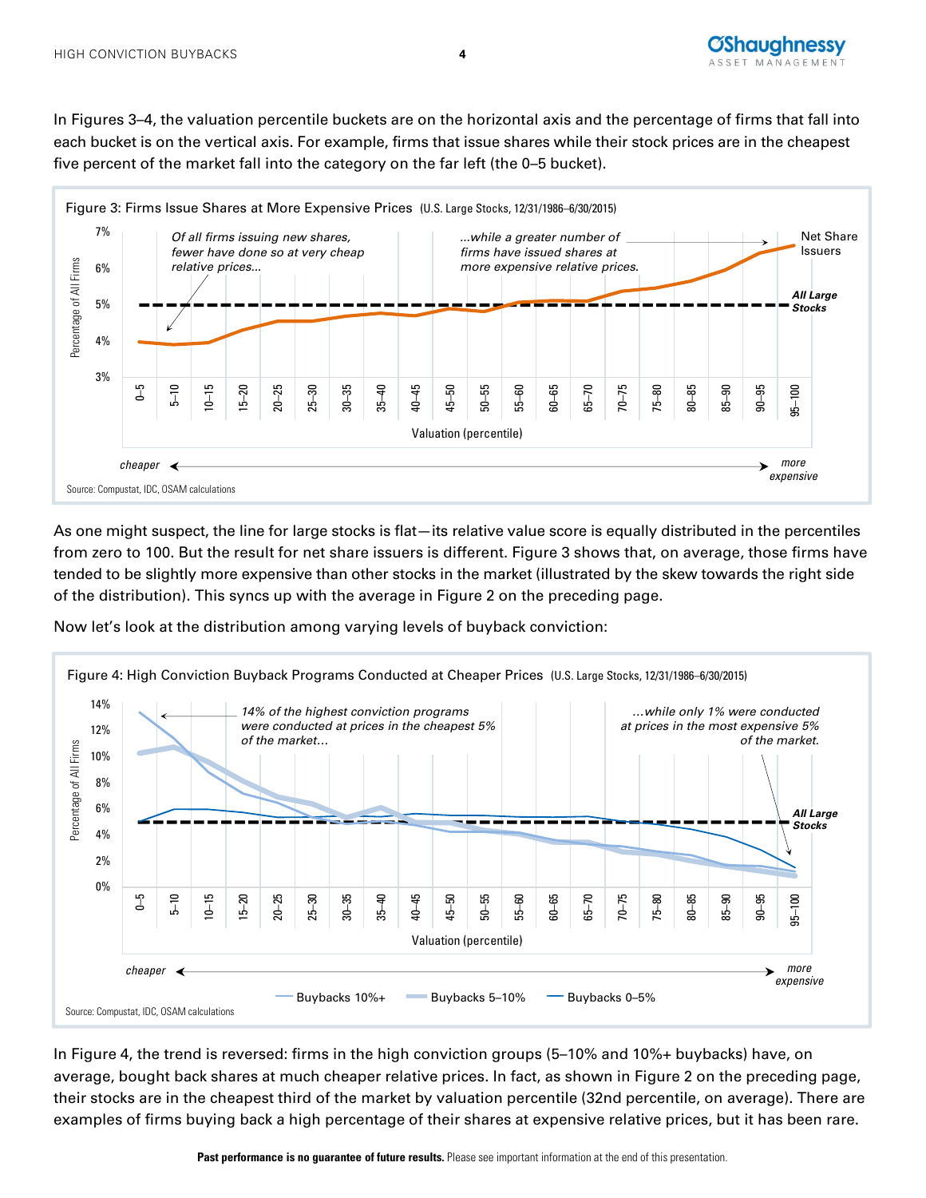In Figures 3–4, the valuation percentile buckets are on the horizontal axis and the percentage of firms that fall into each bucket is on the vertical axis. For example, firms that issue shares while their stock prices are in the cheapest five percent of the market fall into the category on the far left (the 0–5 bucket).

Figure 3: Firms Issue Shares at More Expensive Prices (U.S. Large Stocks, 12/31/1986–6/30/2015)

Source: Compustat, IDC, OSAM calculations

As one might suspect, the line for large stocks is flat—its relative value score is equally distributed in the percentiles from zero to 100. But the result for net share issuers is different. Figure 3 shows that, on average, those firms have tended to be slightly more expensive than other stocks in the market (illustrated by the skew towards the right side of the distribution). This syncs up with the average in Figure 2 on the preceding page.

Now let's look at the distribution among varying levels of buyback conviction:

Figure 4: High Conviction Buyback Programs Conducted at Cheaper Prices (U.S. Large Stocks, 12/31/1986–6/30/2015)

Source: Compustat, IDC, OSAM calculations

In Figure 4, the trend is reversed: firms in the high conviction groups (5–10% and 10%+ buybacks) have, on average, bought back shares at much cheaper relative prices. In fact, as shown in Figure 2 on the preceding page, their stocks are in the cheapest third of the market by valuation percentile (32nd percentile, on average). There are examples of firms buying back a high percentage of their shares at expensive relative prices, but it has been rare.

**Past performance is no guarantee of future results.** Please see important information at the end of this presentation.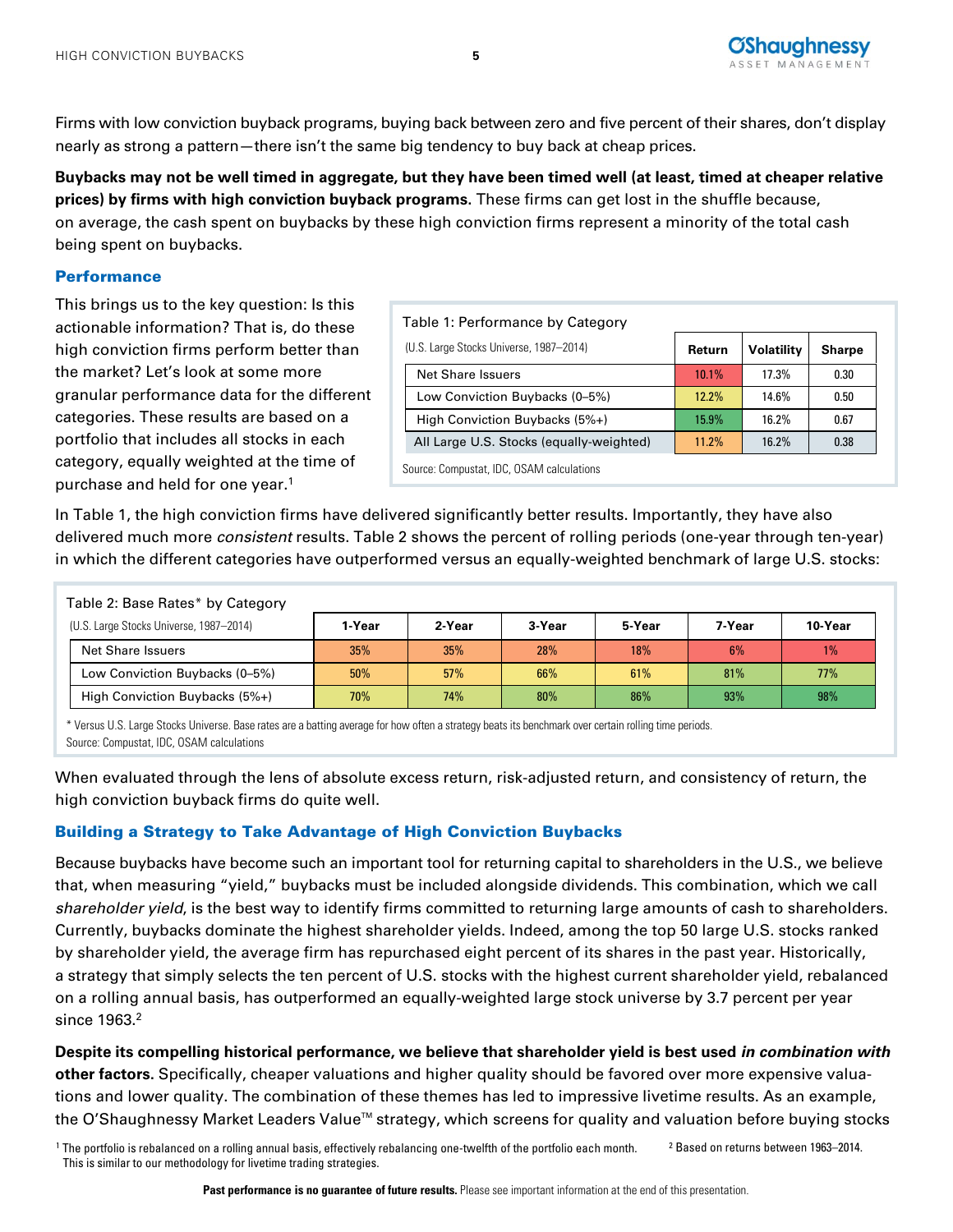Firms with low conviction buyback programs, buying back between zero and five percent of their shares, don't display nearly as strong a pattern—there isn't the same big tendency to buy back at cheap prices.

**Buybacks may not be well timed in aggregate, but they have been timed well (at least, timed at cheaper relative prices) by firms with high conviction buyback programs.** These firms can get lost in the shuffle because, on average, the cash spent on buybacks by these high conviction firms represent a minority of the total cash being spent on buybacks.

## Performance

This brings us to the key question: Is this actionable information? That is, do these high conviction firms perform better than the market? Let's look at some more granular performance data for the different categories. These results are based on a portfolio that includes all stocks in each category, equally weighted at the time of purchase and held for one year.[1]

Table 1: Performance by Category

| (U.S. Large Stocks Universe, 1987–2014) | Return | Volatility | Sharpe |
|---|---|---|---|
| Net Share Issuers | 10.1% | 17.3% | 0.30 |
| Low Conviction Buybacks (0–5%) | 12.2% | 14.6% | 0.50 |
| High Conviction Buybacks (5%+) | 15.9% | 16.2% | 0.67 |
| All Large U.S. Stocks (equally-weighted) | 11.2% | 16.2% | 0.38 |

Source: Compustat, IDC, OSAM calculations

In Table 1, the high conviction firms have delivered significantly better results. Importantly, they have also delivered much more *consistent* results. Table 2 shows the percent of rolling periods (one-year through ten-year) in which the different categories have outperformed versus an equally-weighted benchmark of large U.S. stocks:

Table 2: Base Rates* by Category

| (U.S. Large Stocks Universe, 1987–2014) | 1-Year | 2-Year | 3-Year | 5-Year | 7-Year | 10-Year |
|---|---|---|---|---|---|---|
| Net Share Issuers | 35% | 35% | 28% | 18% | 6% | 1% |
| Low Conviction Buybacks (0–5%) | 50% | 57% | 66% | 61% | 81% | 77% |
| High Conviction Buybacks (5%+) | 70% | 74% | 80% | 86% | 93% | 98% |

* Versus U.S. Large Stocks Universe. Base rates are a batting average for how often a strategy beats its benchmark over certain rolling time periods.
Source: Compustat, IDC, OSAM calculations

When evaluated through the lens of absolute excess return, risk-adjusted return, and consistency of return, the high conviction buyback firms do quite well.

## Building a Strategy to Take Advantage of High Conviction Buybacks

Because buybacks have become such an important tool for returning capital to shareholders in the U.S., we believe that, when measuring "yield," buybacks must be included alongside dividends. This combination, which we call *shareholder yield*, is the best way to identify firms committed to returning large amounts of cash to shareholders. Currently, buybacks dominate the highest shareholder yields. Indeed, among the top 50 large U.S. stocks ranked by shareholder yield, the average firm has repurchased eight percent of its shares in the past year. Historically, a strategy that simply selects the ten percent of U.S. stocks with the highest current shareholder yield, rebalanced on a rolling annual basis, has outperformed an equally-weighted large stock universe by 3.7 percent per year since 1963.[2]

**Despite its compelling historical performance, we believe that shareholder yield is best used *in combination with* other factors.** Specifically, cheaper valuations and higher quality should be favored over more expensive valuations and lower quality. The combination of these themes has led to impressive livetime results. As an example, the O'Shaughnessy Market Leaders Value™ strategy, which screens for quality and valuation before buying stocks

[1] The portfolio is rebalanced on a rolling annual basis, effectively rebalancing one-twelfth of the portfolio each month. This is similar to our methodology for livetime trading strategies.

[2] Based on returns between 1963–2014.

**Past performance is no guarantee of future results.** Please see important information at the end of this presentation.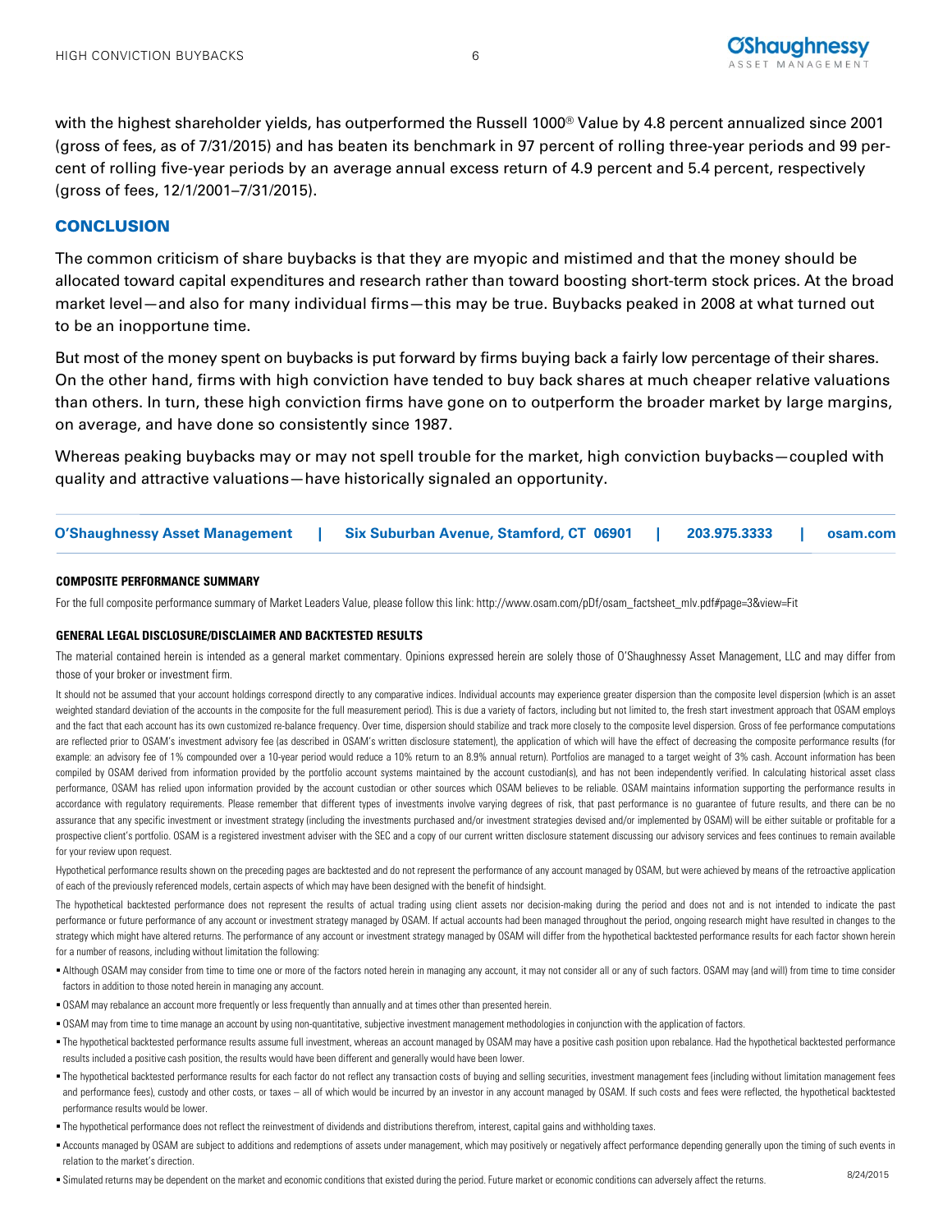with the highest shareholder yields, has outperformed the Russell 1000® Value by 4.8 percent annualized since 2001 (gross of fees, as of 7/31/2015) and has beaten its benchmark in 97 percent of rolling three-year periods and 99 percent of rolling five-year periods by an average annual excess return of 4.9 percent and 5.4 percent, respectively (gross of fees, 12/1/2001–7/31/2015).

## CONCLUSION

The common criticism of share buybacks is that they are myopic and mistimed and that the money should be allocated toward capital expenditures and research rather than toward boosting short-term stock prices. At the broad market level—and also for many individual firms—this may be true. Buybacks peaked in 2008 at what turned out to be an inopportune time.

But most of the money spent on buybacks is put forward by firms buying back a fairly low percentage of their shares. On the other hand, firms with high conviction have tended to buy back shares at much cheaper relative valuations than others. In turn, these high conviction firms have gone on to outperform the broader market by large margins, on average, and have done so consistently since 1987.

Whereas peaking buybacks may or may not spell trouble for the market, high conviction buybacks—coupled with quality and attractive valuations—have historically signaled an opportunity.

**O'Shaughnessy Asset Management | Six Suburban Avenue, Stamford, CT 06901 | 203.975.3333 | osam.com**

### COMPOSITE PERFORMANCE SUMMARY

For the full composite performance summary of Market Leaders Value, please follow this link: http://www.osam.com/pDf/osam_factsheet_mlv.pdf#page=3&view=Fit

### GENERAL LEGAL DISCLOSURE/DISCLAIMER AND BACKTESTED RESULTS

The material contained herein is intended as a general market commentary. Opinions expressed herein are solely those of O'Shaughnessy Asset Management, LLC and may differ from those of your broker or investment firm.

It should not be assumed that your account holdings correspond directly to any comparative indices. Individual accounts may experience greater dispersion than the composite level dispersion (which is an asset weighted standard deviation of the accounts in the composite for the full measurement period). This is due a variety of factors, including but not limited to, the fresh start investment approach that OSAM employs and the fact that each account has its own customized re-balance frequency. Over time, dispersion should stabilize and track more closely to the composite level dispersion. Gross of fee performance computations are reflected prior to OSAM's investment advisory fee (as described in OSAM's written disclosure statement), the application of which will have the effect of decreasing the composite performance results (for example: an advisory fee of 1% compounded over a 10-year period would reduce a 10% return to an 8.9% annual return). Portfolios are managed to a target weight of 3% cash. Account information has been compiled by OSAM derived from information provided by the portfolio account systems maintained by the account custodian(s), and has not been independently verified. In calculating historical asset class performance, OSAM has relied upon information provided by the account custodian or other sources which OSAM believes to be reliable. OSAM maintains information supporting the performance results in accordance with regulatory requirements. Please remember that different types of investments involve varying degrees of risk, that past performance is no guarantee of future results, and there can be no assurance that any specific investment or investment strategy (including the investments purchased and/or investment strategies devised and/or implemented by OSAM) will be either suitable or profitable for a prospective client's portfolio. OSAM is a registered investment adviser with the SEC and a copy of our current written disclosure statement discussing our advisory services and fees continues to remain available for your review upon request.

Hypothetical performance results shown on the preceding pages are backtested and do not represent the performance of any account managed by OSAM, but were achieved by means of the retroactive application of each of the previously referenced models, certain aspects of which may have been designed with the benefit of hindsight.

The hypothetical backtested performance does not represent the results of actual trading using client assets nor decision-making during the period and does not and is not intended to indicate the past performance or future performance of any account or investment strategy managed by OSAM. If actual accounts had been managed throughout the period, ongoing research might have resulted in changes to the strategy which might have altered returns. The performance of any account or investment strategy managed by OSAM will differ from the hypothetical backtested performance results for each factor shown herein for a number of reasons, including without limitation the following:

- Although OSAM may consider from time to time one or more of the factors noted herein in managing any account, it may not consider all or any of such factors. OSAM may (and will) from time to time consider factors in addition to those noted herein in managing any account.
- OSAM may rebalance an account more frequently or less frequently than annually and at times other than presented herein.
- OSAM may from time to time manage an account by using non-quantitative, subjective investment management methodologies in conjunction with the application of factors.
- The hypothetical backtested performance results assume full investment, whereas an account managed by OSAM may have a positive cash position upon rebalance. Had the hypothetical backtested performance results included a positive cash position, the results would have been different and generally would have been lower.
- The hypothetical backtested performance results for each factor do not reflect any transaction costs of buying and selling securities, investment management fees (including without limitation management fees and performance fees), custody and other costs, or taxes – all of which would be incurred by an investor in any account managed by OSAM. If such costs and fees were reflected, the hypothetical backtested performance results would be lower.
- The hypothetical performance does not reflect the reinvestment of dividends and distributions therefrom, interest, capital gains and withholding taxes.
- Accounts managed by OSAM are subject to additions and redemptions of assets under management, which may positively or negatively affect performance depending generally upon the timing of such events in relation to the market's direction.
- Simulated returns may be dependent on the market and economic conditions that existed during the period. Future market or economic conditions can adversely affect the returns.

8/24/2015